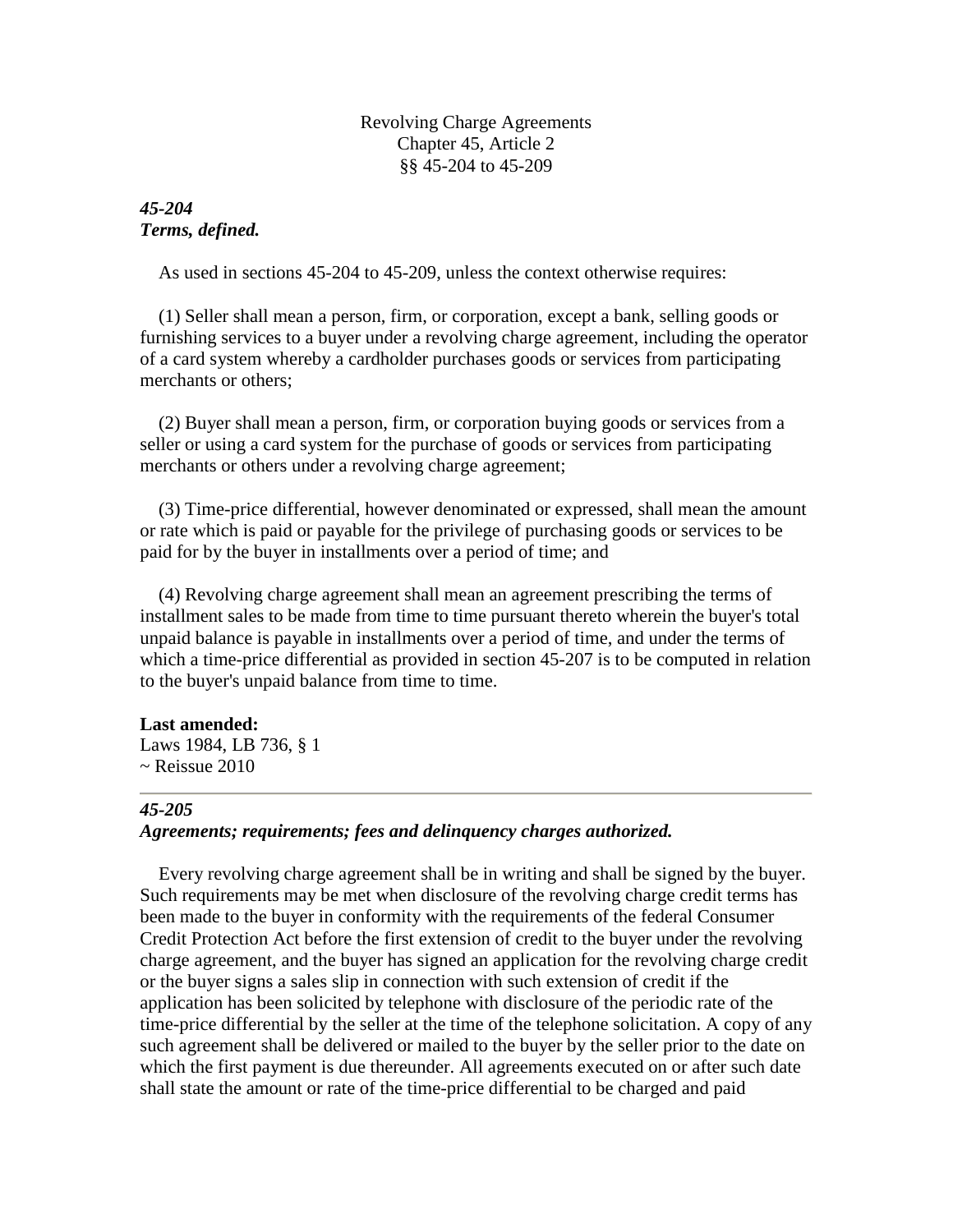Revolving Charge Agreements
Chapter 45, Article 2
§§ 45-204 to 45-209

### *45-204*
### *Terms, defined.*

As used in sections 45-204 to 45-209, unless the context otherwise requires:

(1) Seller shall mean a person, firm, or corporation, except a bank, selling goods or furnishing services to a buyer under a revolving charge agreement, including the operator of a card system whereby a cardholder purchases goods or services from participating merchants or others;

(2) Buyer shall mean a person, firm, or corporation buying goods or services from a seller or using a card system for the purchase of goods or services from participating merchants or others under a revolving charge agreement;

(3) Time-price differential, however denominated or expressed, shall mean the amount or rate which is paid or payable for the privilege of purchasing goods or services to be paid for by the buyer in installments over a period of time; and

(4) Revolving charge agreement shall mean an agreement prescribing the terms of installment sales to be made from time to time pursuant thereto wherein the buyer's total unpaid balance is payable in installments over a period of time, and under the terms of which a time-price differential as provided in section 45-207 is to be computed in relation to the buyer's unpaid balance from time to time.

**Last amended:**
Laws 1984, LB 736, § 1
~ Reissue 2010

---

### *45-205*
### *Agreements; requirements; fees and delinquency charges authorized.*

Every revolving charge agreement shall be in writing and shall be signed by the buyer. Such requirements may be met when disclosure of the revolving charge credit terms has been made to the buyer in conformity with the requirements of the federal Consumer Credit Protection Act before the first extension of credit to the buyer under the revolving charge agreement, and the buyer has signed an application for the revolving charge credit or the buyer signs a sales slip in connection with such extension of credit if the application has been solicited by telephone with disclosure of the periodic rate of the time-price differential by the seller at the time of the telephone solicitation. A copy of any such agreement shall be delivered or mailed to the buyer by the seller prior to the date on which the first payment is due thereunder. All agreements executed on or after such date shall state the amount or rate of the time-price differential to be charged and paid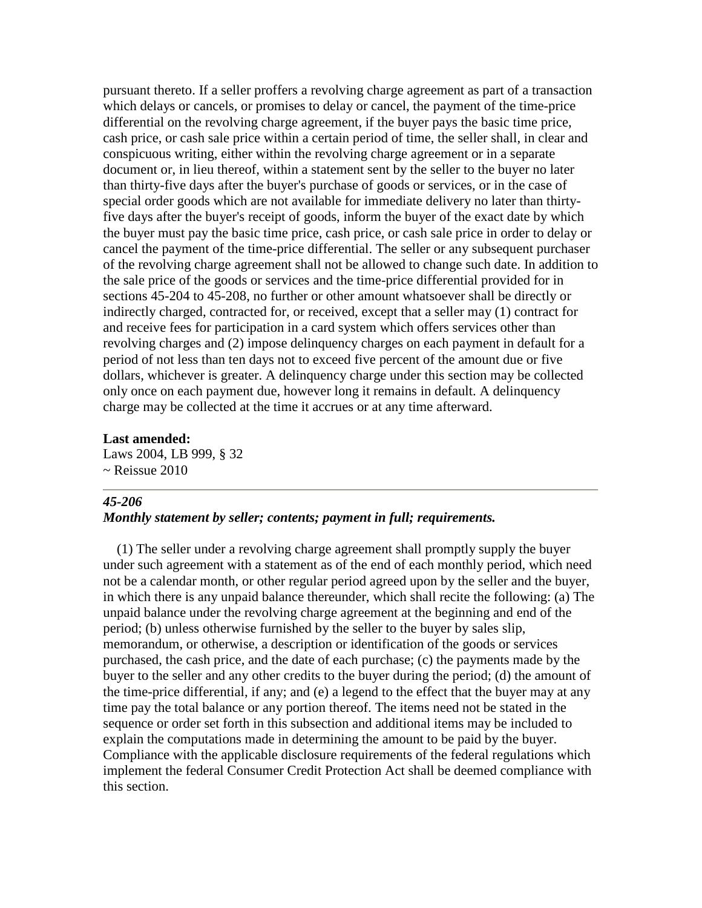pursuant thereto. If a seller proffers a revolving charge agreement as part of a transaction which delays or cancels, or promises to delay or cancel, the payment of the time-price differential on the revolving charge agreement, if the buyer pays the basic time price, cash price, or cash sale price within a certain period of time, the seller shall, in clear and conspicuous writing, either within the revolving charge agreement or in a separate document or, in lieu thereof, within a statement sent by the seller to the buyer no later than thirty-five days after the buyer's purchase of goods or services, or in the case of special order goods which are not available for immediate delivery no later than thirty-five days after the buyer's receipt of goods, inform the buyer of the exact date by which the buyer must pay the basic time price, cash price, or cash sale price in order to delay or cancel the payment of the time-price differential. The seller or any subsequent purchaser of the revolving charge agreement shall not be allowed to change such date. In addition to the sale price of the goods or services and the time-price differential provided for in sections 45-204 to 45-208, no further or other amount whatsoever shall be directly or indirectly charged, contracted for, or received, except that a seller may (1) contract for and receive fees for participation in a card system which offers services other than revolving charges and (2) impose delinquency charges on each payment in default for a period of not less than ten days not to exceed five percent of the amount due or five dollars, whichever is greater. A delinquency charge under this section may be collected only once on each payment due, however long it remains in default. A delinquency charge may be collected at the time it accrues or at any time afterward.

**Last amended:**
Laws 2004, LB 999, § 32
~ Reissue 2010

---

***45-206***
***Monthly statement by seller; contents; payment in full; requirements.***

(1) The seller under a revolving charge agreement shall promptly supply the buyer under such agreement with a statement as of the end of each monthly period, which need not be a calendar month, or other regular period agreed upon by the seller and the buyer, in which there is any unpaid balance thereunder, which shall recite the following: (a) The unpaid balance under the revolving charge agreement at the beginning and end of the period; (b) unless otherwise furnished by the seller to the buyer by sales slip, memorandum, or otherwise, a description or identification of the goods or services purchased, the cash price, and the date of each purchase; (c) the payments made by the buyer to the seller and any other credits to the buyer during the period; (d) the amount of the time-price differential, if any; and (e) a legend to the effect that the buyer may at any time pay the total balance or any portion thereof. The items need not be stated in the sequence or order set forth in this subsection and additional items may be included to explain the computations made in determining the amount to be paid by the buyer. Compliance with the applicable disclosure requirements of the federal regulations which implement the federal Consumer Credit Protection Act shall be deemed compliance with this section.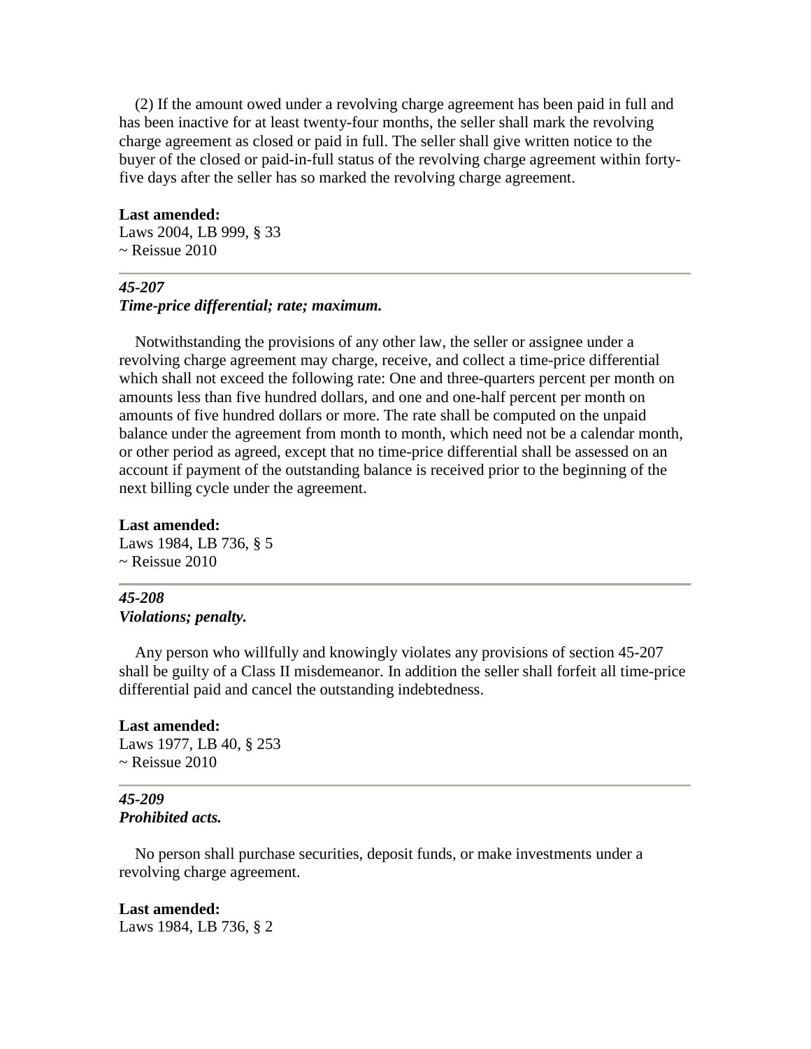(2) If the amount owed under a revolving charge agreement has been paid in full and has been inactive for at least twenty-four months, the seller shall mark the revolving charge agreement as closed or paid in full. The seller shall give written notice to the buyer of the closed or paid-in-full status of the revolving charge agreement within forty-five days after the seller has so marked the revolving charge agreement.

**Last amended:**
Laws 2004, LB 999, § 33
~ Reissue 2010

---

***45-207***
***Time-price differential; rate; maximum.***

Notwithstanding the provisions of any other law, the seller or assignee under a revolving charge agreement may charge, receive, and collect a time-price differential which shall not exceed the following rate: One and three-quarters percent per month on amounts less than five hundred dollars, and one and one-half percent per month on amounts of five hundred dollars or more. The rate shall be computed on the unpaid balance under the agreement from month to month, which need not be a calendar month, or other period as agreed, except that no time-price differential shall be assessed on an account if payment of the outstanding balance is received prior to the beginning of the next billing cycle under the agreement.

**Last amended:**
Laws 1984, LB 736, § 5
~ Reissue 2010

---

***45-208***
***Violations; penalty.***

Any person who willfully and knowingly violates any provisions of section 45-207 shall be guilty of a Class II misdemeanor. In addition the seller shall forfeit all time-price differential paid and cancel the outstanding indebtedness.

**Last amended:**
Laws 1977, LB 40, § 253
~ Reissue 2010

---

***45-209***
***Prohibited acts.***

No person shall purchase securities, deposit funds, or make investments under a revolving charge agreement.

**Last amended:**
Laws 1984, LB 736, § 2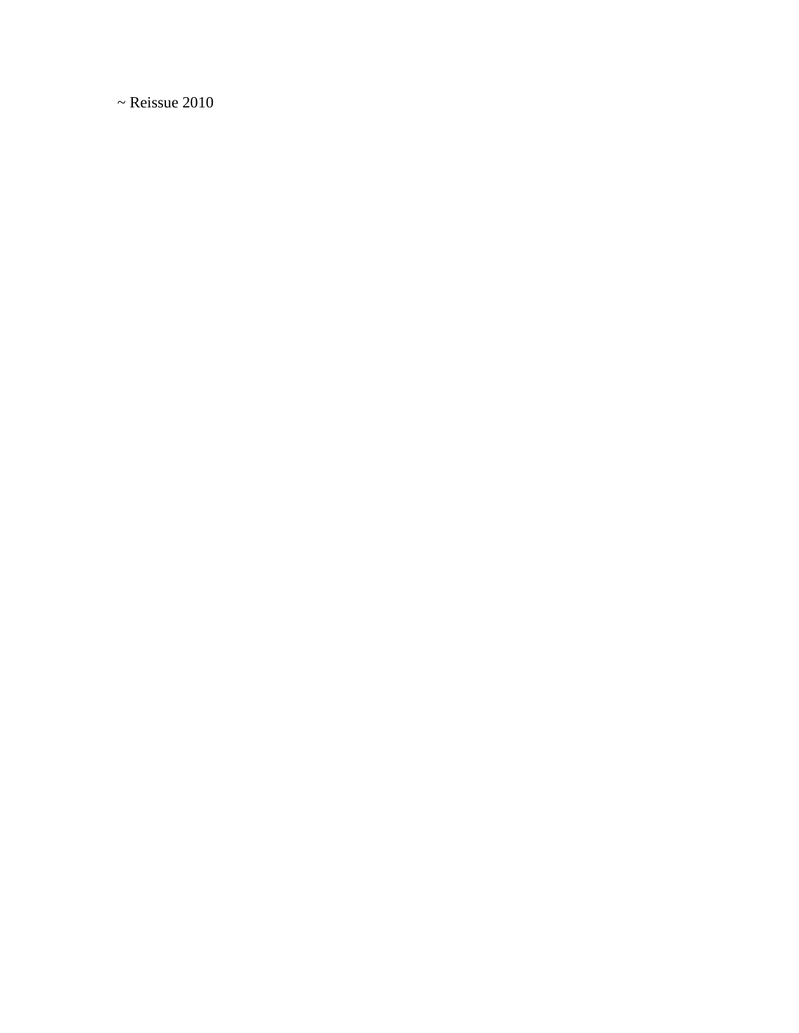~ Reissue 2010